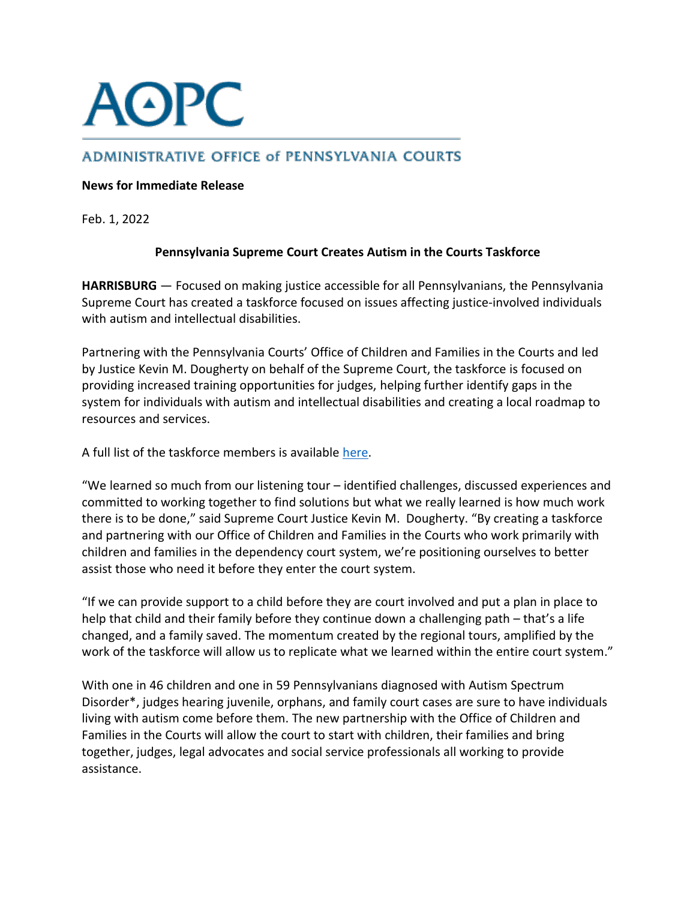# AOPC

## ADMINISTRATIVE OFFICE of PENNSYLVANIA COURTS

**News for Immediate Release**

Feb. 1, 2022

### Pennsylvania Supreme Court Creates Autism in the Courts Taskforce

**HARRISBURG** — Focused on making justice accessible for all Pennsylvanians, the Pennsylvania Supreme Court has created a taskforce focused on issues affecting justice-involved individuals with autism and intellectual disabilities.

Partnering with the Pennsylvania Courts' Office of Children and Families in the Courts and led by Justice Kevin M. Dougherty on behalf of the Supreme Court, the taskforce is focused on providing increased training opportunities for judges, helping further identify gaps in the system for individuals with autism and intellectual disabilities and creating a local roadmap to resources and services.

A full list of the taskforce members is available here.

"We learned so much from our listening tour – identified challenges, discussed experiences and committed to working together to find solutions but what we really learned is how much work there is to be done," said Supreme Court Justice Kevin M. Dougherty. "By creating a taskforce and partnering with our Office of Children and Families in the Courts who work primarily with children and families in the dependency court system, we're positioning ourselves to better assist those who need it before they enter the court system.

"If we can provide support to a child before they are court involved and put a plan in place to help that child and their family before they continue down a challenging path – that's a life changed, and a family saved. The momentum created by the regional tours, amplified by the work of the taskforce will allow us to replicate what we learned within the entire court system."

With one in 46 children and one in 59 Pennsylvanians diagnosed with Autism Spectrum Disorder*, judges hearing juvenile, orphans, and family court cases are sure to have individuals living with autism come before them. The new partnership with the Office of Children and Families in the Courts will allow the court to start with children, their families and bring together, judges, legal advocates and social service professionals all working to provide assistance.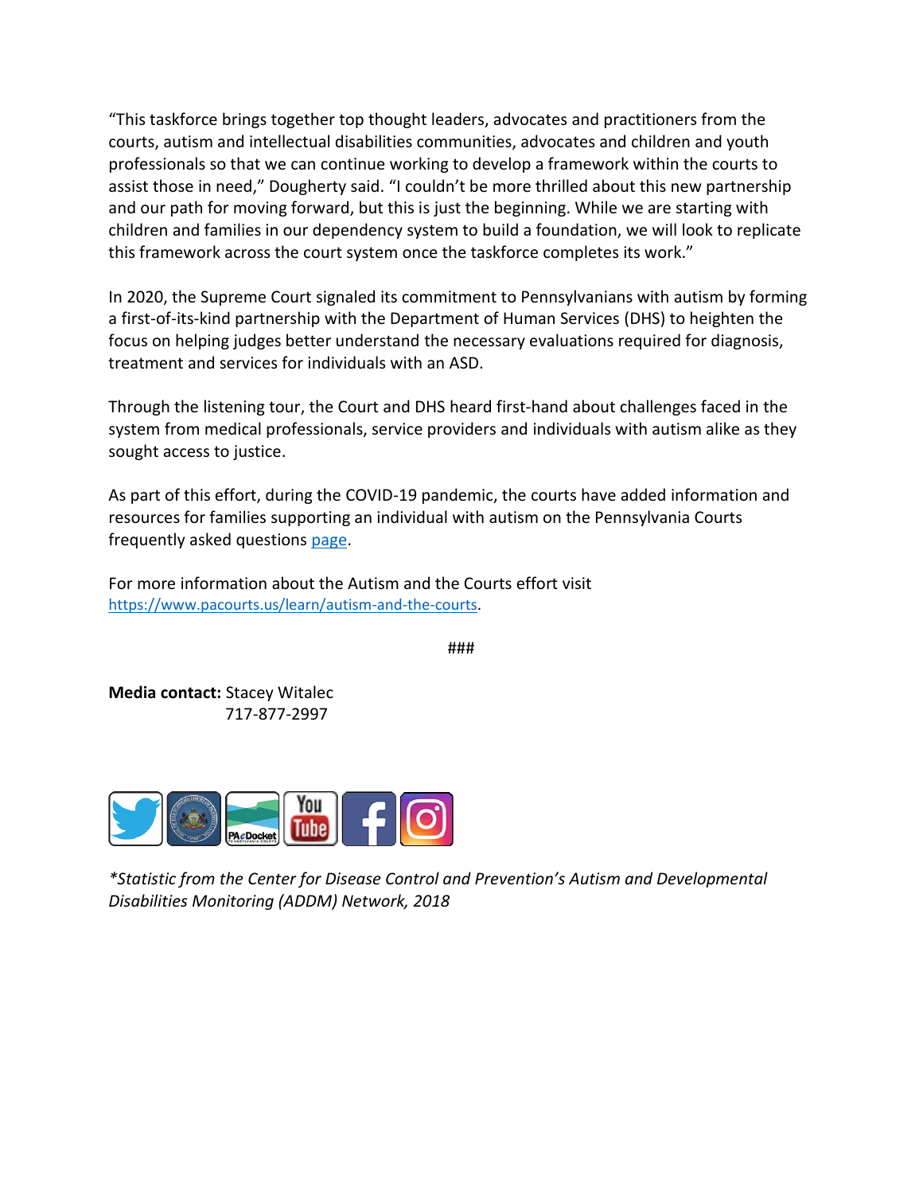"This taskforce brings together top thought leaders, advocates and practitioners from the courts, autism and intellectual disabilities communities, advocates and children and youth professionals so that we can continue working to develop a framework within the courts to assist those in need," Dougherty said. "I couldn't be more thrilled about this new partnership and our path for moving forward, but this is just the beginning. While we are starting with children and families in our dependency system to build a foundation, we will look to replicate this framework across the court system once the taskforce completes its work."

In 2020, the Supreme Court signaled its commitment to Pennsylvanians with autism by forming a first-of-its-kind partnership with the Department of Human Services (DHS) to heighten the focus on helping judges better understand the necessary evaluations required for diagnosis, treatment and services for individuals with an ASD.

Through the listening tour, the Court and DHS heard first-hand about challenges faced in the system from medical professionals, service providers and individuals with autism alike as they sought access to justice.

As part of this effort, during the COVID-19 pandemic, the courts have added information and resources for families supporting an individual with autism on the Pennsylvania Courts frequently asked questions [page](page).

For more information about the Autism and the Courts effort visit https://www.pacourts.us/learn/autism-and-the-courts.

###

**Media contact:** Stacey Witalec
717-877-2997

*\*Statistic from the Center for Disease Control and Prevention's Autism and Developmental Disabilities Monitoring (ADDM) Network, 2018*